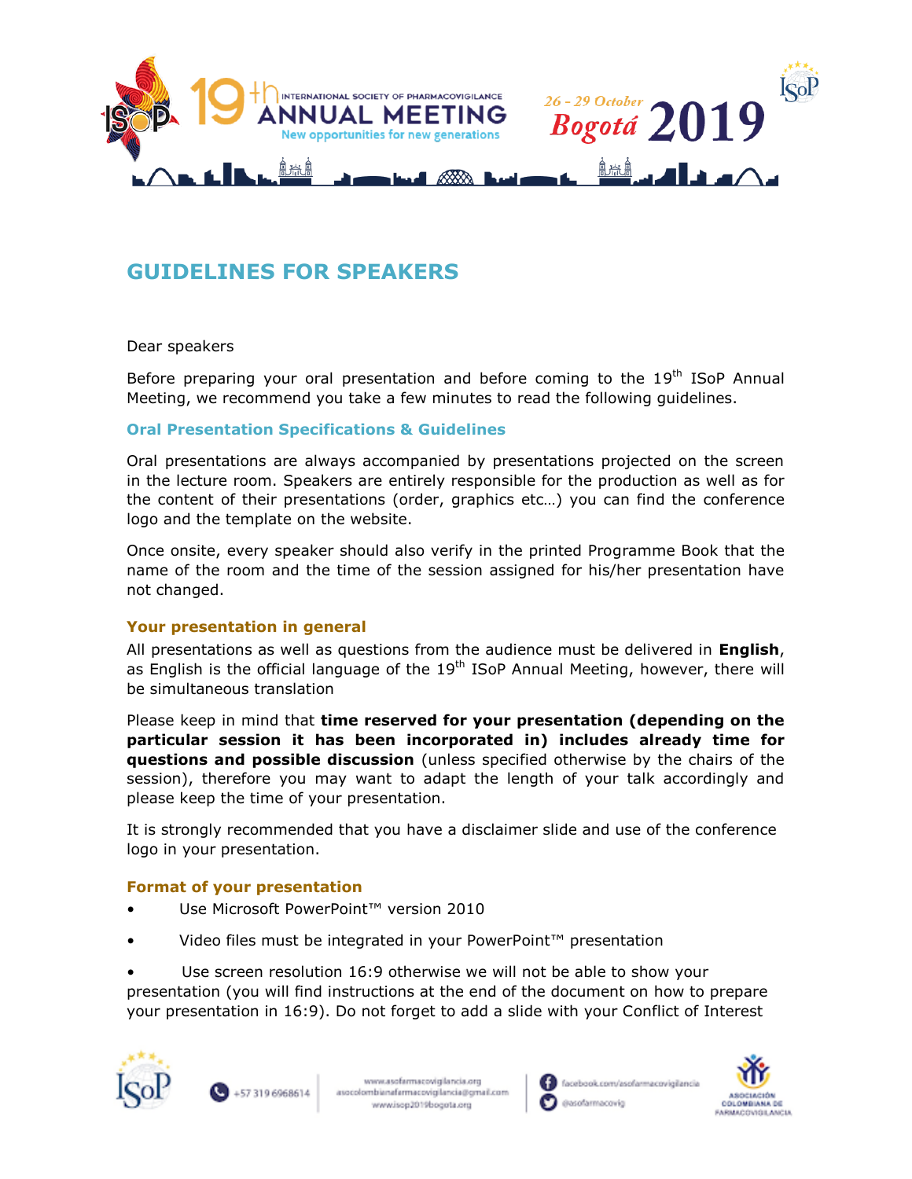# GUIDELINES FOR SPEAKERS

Dear speakers

Before preparing your oral presentation and before coming to the 19th ISoP Annual Meeting, we recommend you take a few minutes to read the following guidelines.

## Oral Presentation Specifications & Guidelines

Oral presentations are always accompanied by presentations projected on the screen in the lecture room. Speakers are entirely responsible for the production as well as for the content of their presentations (order, graphics etc…) you can find the conference logo and the template on the website.

Once onsite, every speaker should also verify in the printed Programme Book that the name of the room and the time of the session assigned for his/her presentation have not changed.

### Your presentation in general

All presentations as well as questions from the audience must be delivered in **English**, as English is the official language of the 19th ISoP Annual Meeting, however, there will be simultaneous translation

Please keep in mind that **time reserved for your presentation (depending on the particular session it has been incorporated in) includes already time for questions and possible discussion** (unless specified otherwise by the chairs of the session), therefore you may want to adapt the length of your talk accordingly and please keep the time of your presentation.

It is strongly recommended that you have a disclaimer slide and use of the conference logo in your presentation.

### Format of your presentation

- Use Microsoft PowerPoint™ version 2010
- Video files must be integrated in your PowerPoint™ presentation
- Use screen resolution 16:9 otherwise we will not be able to show your presentation (you will find instructions at the end of the document on how to prepare your presentation in 16:9). Do not forget to add a slide with your Conflict of Interest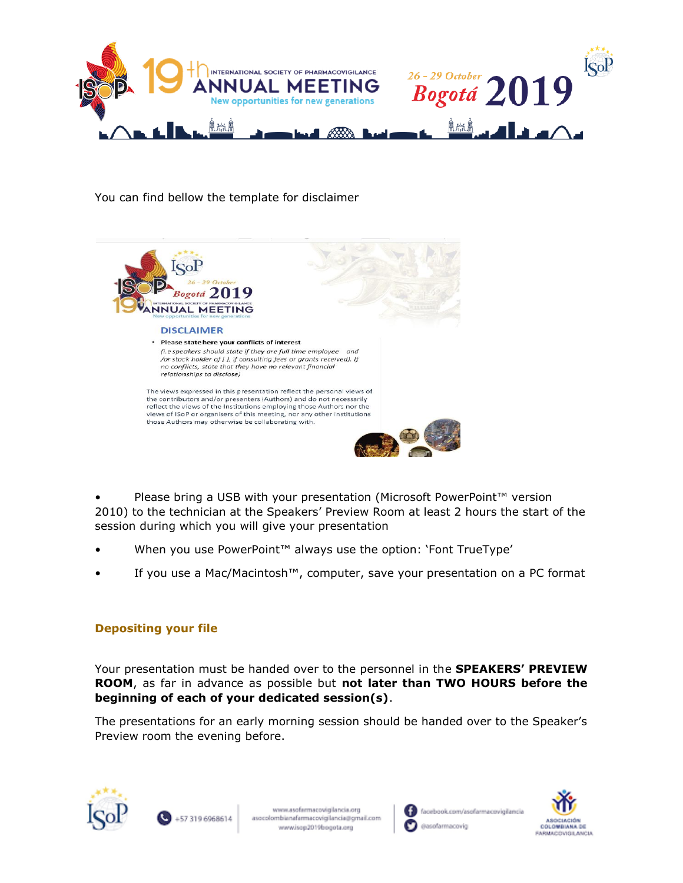You can find bellow the template for disclaimer

**DISCLAIMER**

- **Please state here your conflicts of interest**
  *(i.e speakers should state if they are full time employee and /or stock holder of [ ], if consulting fees or grants received). If no conflicts, state that they have no relevant financial relationships to disclose)*

The views expressed in this presentation reflect the personal views of the contributors and/or presenters (Authors) and do not necessarily reflect the views of the Institutions employing those Authors nor the views of ISoP or organisers of this meeting, nor any other institutions those Authors may otherwise be collaborating with.

- Please bring a USB with your presentation (Microsoft PowerPoint™ version 2010) to the technician at the Speakers' Preview Room at least 2 hours the start of the session during which you will give your presentation
- When you use PowerPoint™ always use the option: 'Font TrueType'
- If you use a Mac/Macintosh™, computer, save your presentation on a PC format

## Depositing your file

Your presentation must be handed over to the personnel in the **SPEAKERS' PREVIEW ROOM**, as far in advance as possible but **not later than TWO HOURS before the beginning of each of your dedicated session(s)**.

The presentations for an early morning session should be handed over to the Speaker's Preview room the evening before.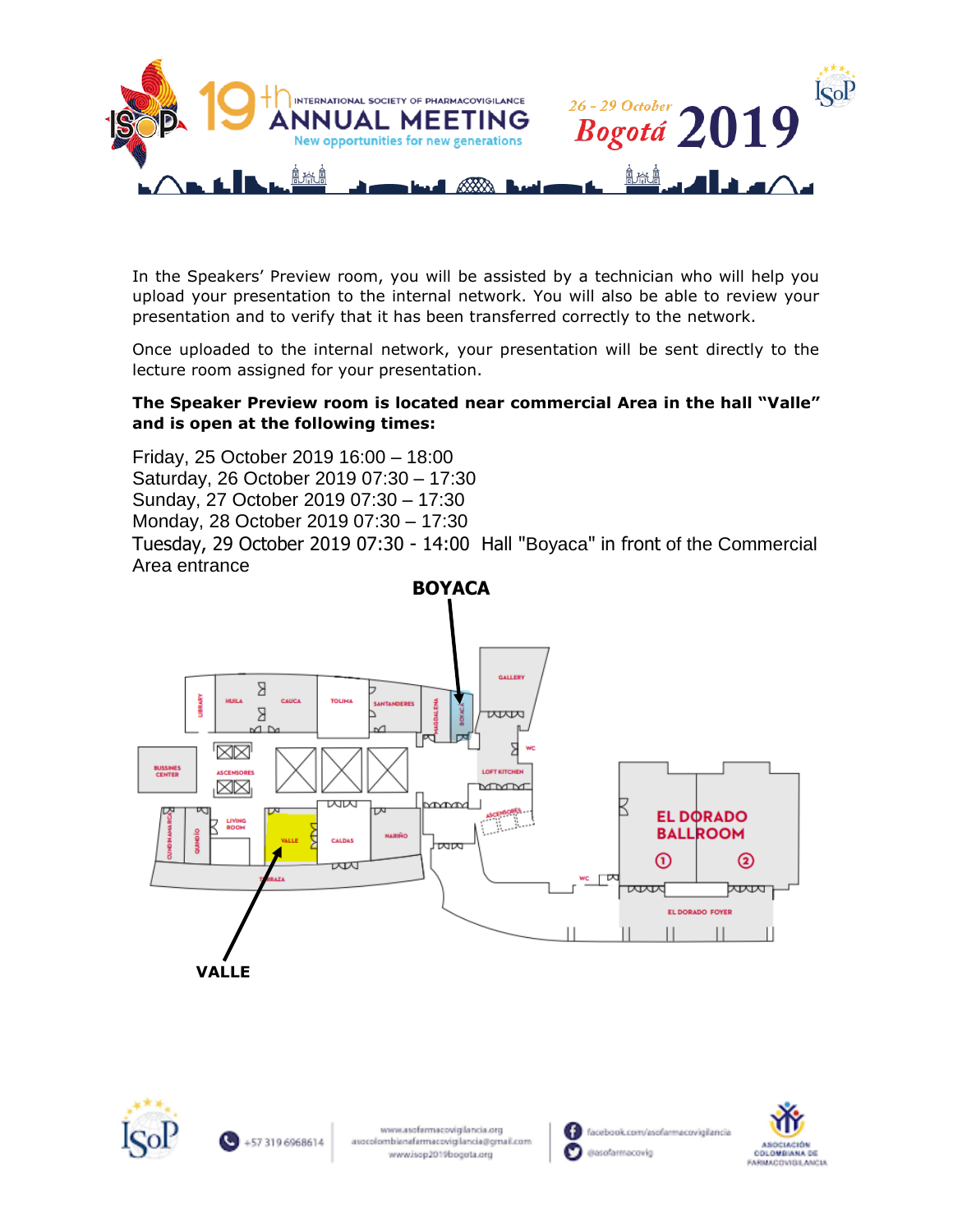In the Speakers' Preview room, you will be assisted by a technician who will help you upload your presentation to the internal network. You will also be able to review your presentation and to verify that it has been transferred correctly to the network.

Once uploaded to the internal network, your presentation will be sent directly to the lecture room assigned for your presentation.

**The Speaker Preview room is located near commercial Area in the hall "Valle" and is open at the following times:**

Friday, 25 October 2019 16:00 – 18:00
Saturday, 26 October 2019 07:30 – 17:30
Sunday, 27 October 2019 07:30 – 17:30
Monday, 28 October 2019 07:30 – 17:30
Tuesday, 29 October 2019 07:30 - 14:00 Hall "Boyaca" in front of the Commercial Area entrance

**BOYACA**

**VALLE**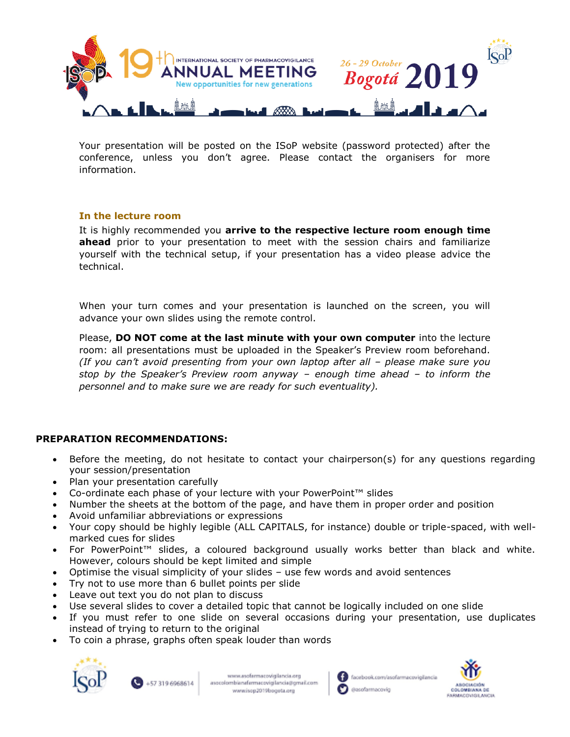Your presentation will be posted on the ISoP website (password protected) after the conference, unless you don't agree. Please contact the organisers for more information.

### In the lecture room

It is highly recommended you **arrive to the respective lecture room enough time ahead** prior to your presentation to meet with the session chairs and familiarize yourself with the technical setup, if your presentation has a video please advice the technical.

When your turn comes and your presentation is launched on the screen, you will advance your own slides using the remote control.

Please, **DO NOT come at the last minute with your own computer** into the lecture room: all presentations must be uploaded in the Speaker's Preview room beforehand. *(If you can't avoid presenting from your own laptop after all – please make sure you stop by the Speaker's Preview room anyway – enough time ahead – to inform the personnel and to make sure we are ready for such eventuality).*

## PREPARATION RECOMMENDATIONS:

- Before the meeting, do not hesitate to contact your chairperson(s) for any questions regarding your session/presentation
- Plan your presentation carefully
- Co-ordinate each phase of your lecture with your PowerPoint™ slides
- Number the sheets at the bottom of the page, and have them in proper order and position
- Avoid unfamiliar abbreviations or expressions
- Your copy should be highly legible (ALL CAPITALS, for instance) double or triple-spaced, with well-marked cues for slides
- For PowerPoint™ slides, a coloured background usually works better than black and white. However, colours should be kept limited and simple
- Optimise the visual simplicity of your slides – use few words and avoid sentences
- Try not to use more than 6 bullet points per slide
- Leave out text you do not plan to discuss
- Use several slides to cover a detailed topic that cannot be logically included on one slide
- If you must refer to one slide on several occasions during your presentation, use duplicates instead of trying to return to the original
- To coin a phrase, graphs often speak louder than words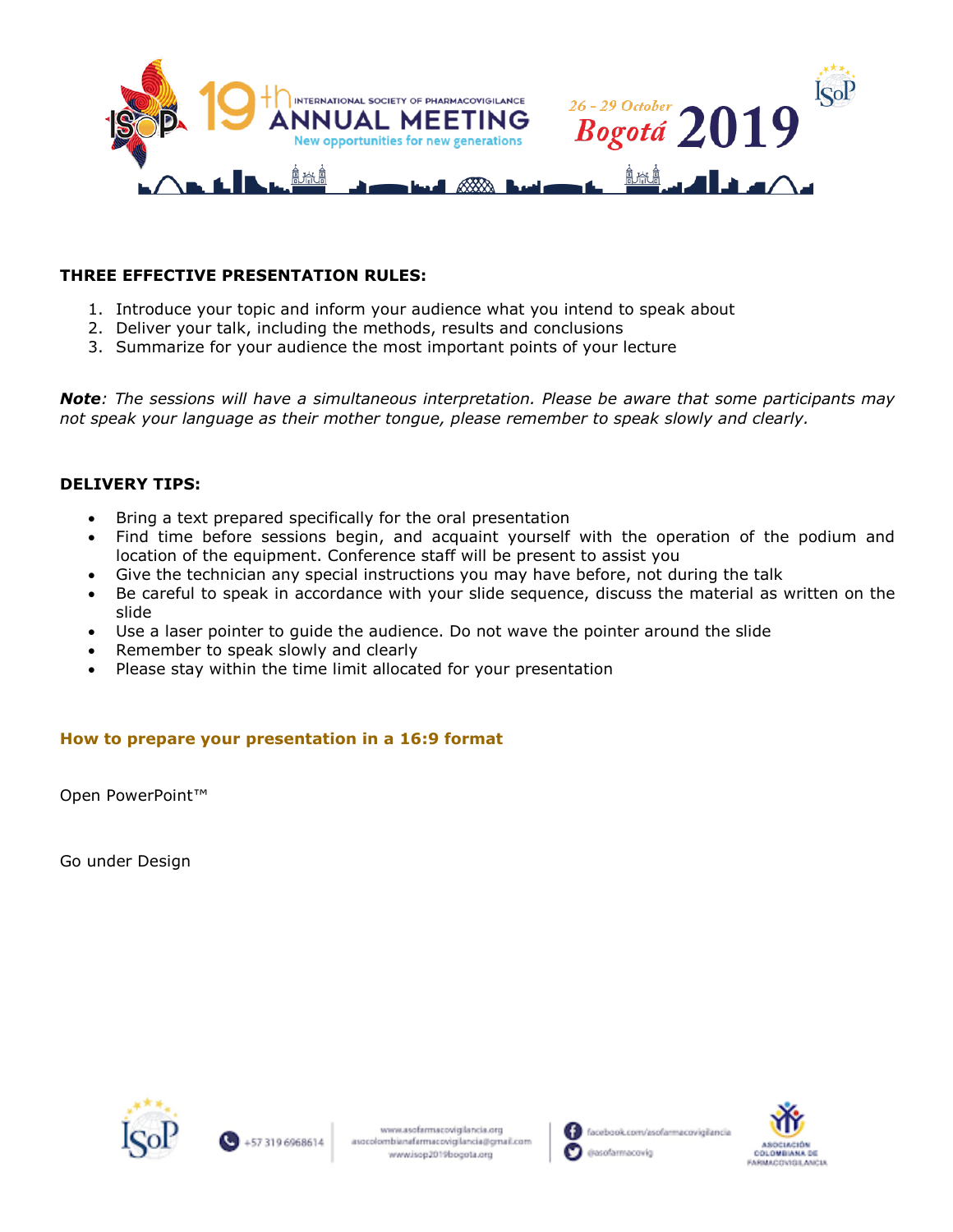**THREE EFFECTIVE PRESENTATION RULES:**

1. Introduce your topic and inform your audience what you intend to speak about
2. Deliver your talk, including the methods, results and conclusions
3. Summarize for your audience the most important points of your lecture

***Note**: The sessions will have a simultaneous interpretation. Please be aware that some participants may not speak your language as their mother tongue, please remember to speak slowly and clearly.*

**DELIVERY TIPS:**

- Bring a text prepared specifically for the oral presentation
- Find time before sessions begin, and acquaint yourself with the operation of the podium and location of the equipment. Conference staff will be present to assist you
- Give the technician any special instructions you may have before, not during the talk
- Be careful to speak in accordance with your slide sequence, discuss the material as written on the slide
- Use a laser pointer to guide the audience. Do not wave the pointer around the slide
- Remember to speak slowly and clearly
- Please stay within the time limit allocated for your presentation

### How to prepare your presentation in a 16:9 format

Open PowerPoint™

Go under Design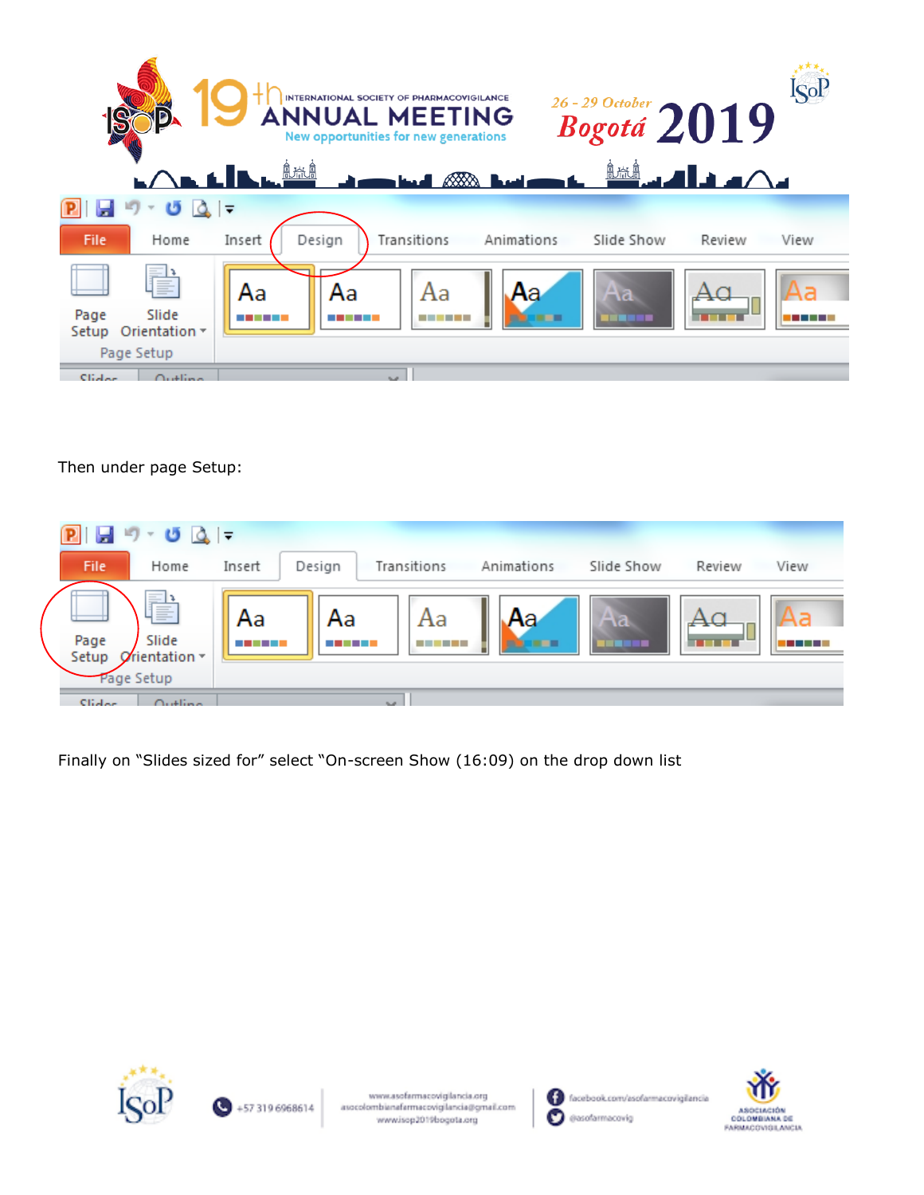Then under page Setup:

Finally on “Slides sized for” select “On-screen Show (16:09) on the drop down list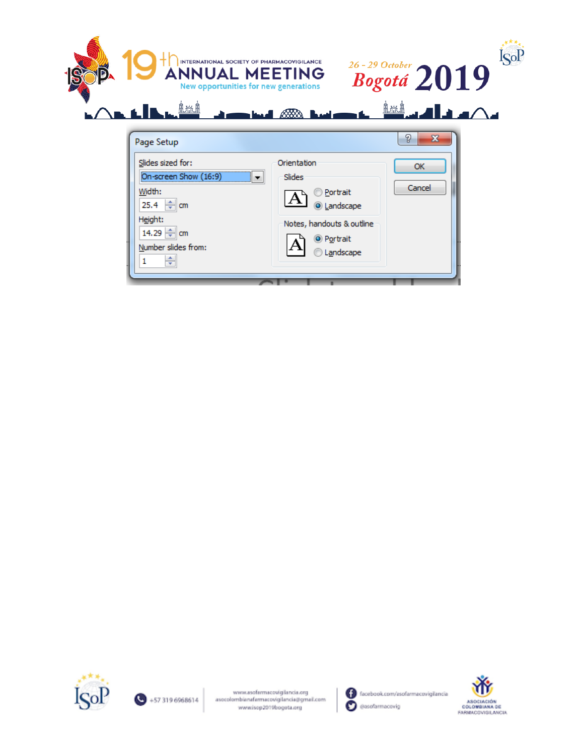Page Setup

Slides sized for:

On-screen Show (16:9)

Width:

25.4 cm

Height:

14.29 cm

Number slides from:

1

Orientation

Slides

- Portrait
- Landscape

Notes, handouts & outline

- Portrait
- Landscape

OK

Cancel